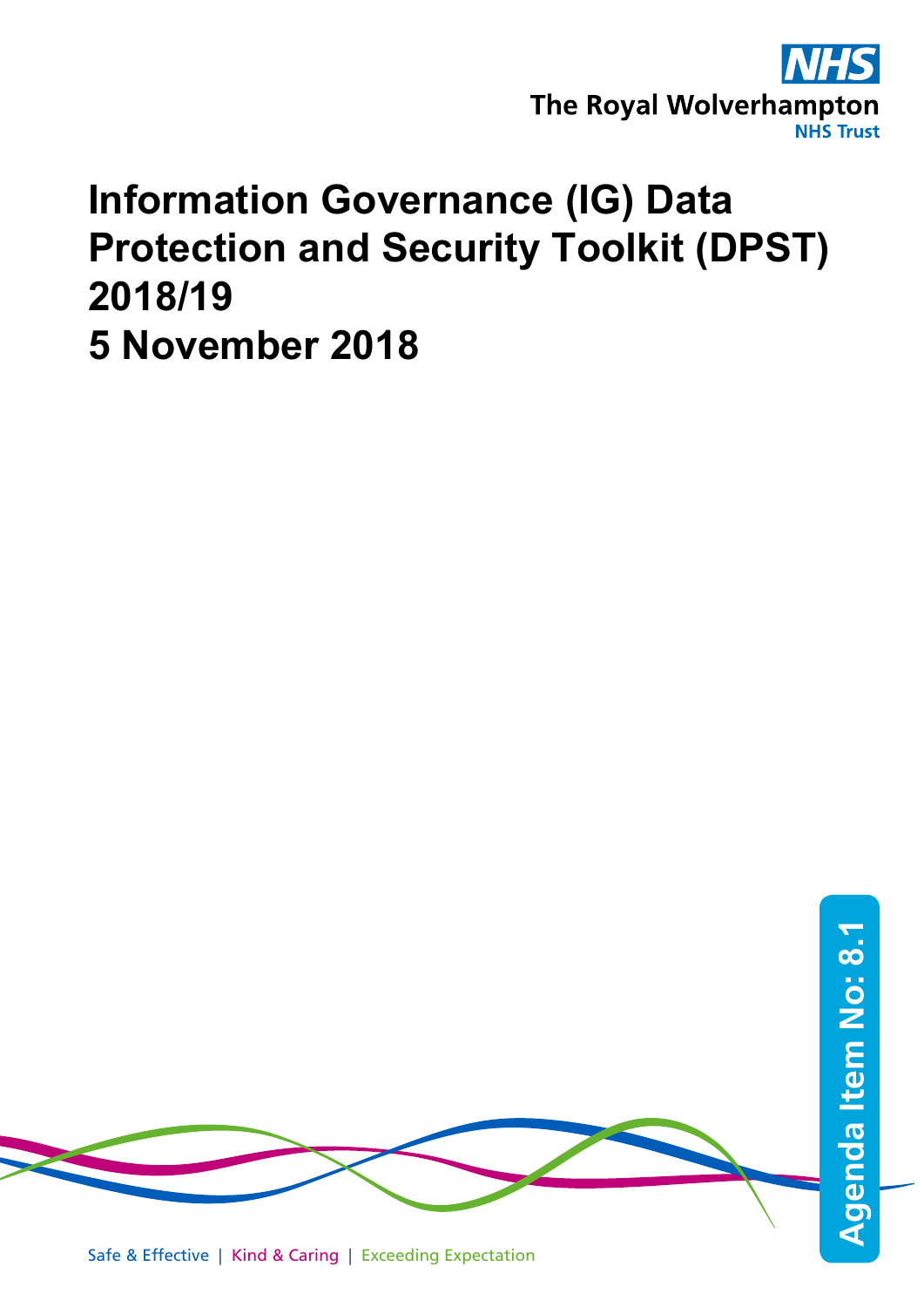The Royal Wolverhampton
NHS Trust

# Information Governance (IG) Data Protection and Security Toolkit (DPST) 2018/19
# 5 November 2018

Agenda Item No: 8.1

Safe & Effective | Kind & Caring | Exceeding Expectation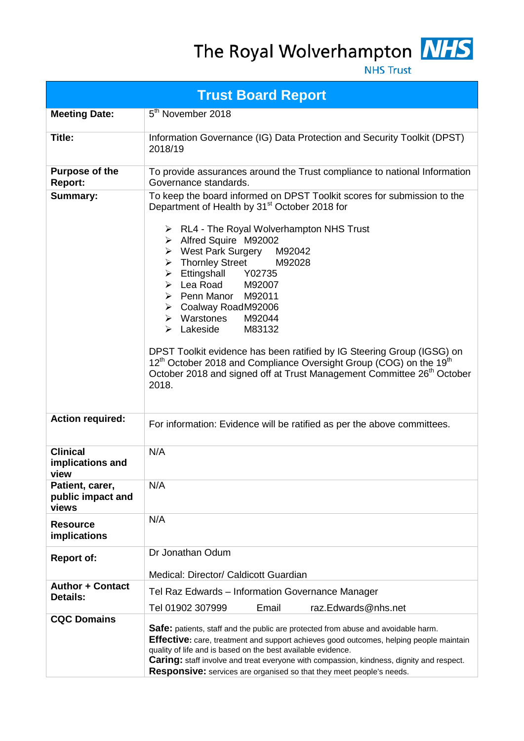The Royal Wolverhampton **NHS**
NHS Trust

# Trust Board Report

| | |
|---|---|
| **Meeting Date:** | 5th November 2018 |
| **Title:** | Information Governance (IG) Data Protection and Security Toolkit (DPST) 2018/19 |
| **Purpose of the Report:** | To provide assurances around the Trust compliance to national Information Governance standards. |
| **Summary:** | To keep the board informed on DPST Toolkit scores for submission to the Department of Health by 31st October 2018 for<br><br>➢ RL4 - The Royal Wolverhampton NHS Trust<br>➢ Alfred Squire M92002<br>➢ West Park Surgery M92042<br>➢ Thornley Street M92028<br>➢ Ettingshall Y02735<br>➢ Lea Road M92007<br>➢ Penn Manor M92011<br>➢ Coalway Road M92006<br>➢ Warstones M92044<br>➢ Lakeside M83132<br><br>DPST Toolkit evidence has been ratified by IG Steering Group (IGSG) on 12th October 2018 and Compliance Oversight Group (COG) on the 19th October 2018 and signed off at Trust Management Committee 26th October 2018. |
| **Action required:** | For information: Evidence will be ratified as per the above committees. |
| **Clinical implications and view** | N/A |
| **Patient, carer, public impact and views** | N/A |
| **Resource implications** | N/A |
| **Report of:** | Dr Jonathan Odum<br><br>Medical: Director/ Caldicott Guardian |
| **Author + Contact Details:** | Tel Raz Edwards – Information Governance Manager<br><br>Tel 01902 307999 Email raz.Edwards@nhs.net |
| **CQC Domains** | **Safe:** patients, staff and the public are protected from abuse and avoidable harm.<br>**Effective:** care, treatment and support achieves good outcomes, helping people maintain quality of life and is based on the best available evidence.<br>**Caring:** staff involve and treat everyone with compassion, kindness, dignity and respect.<br>**Responsive:** services are organised so that they meet people's needs. |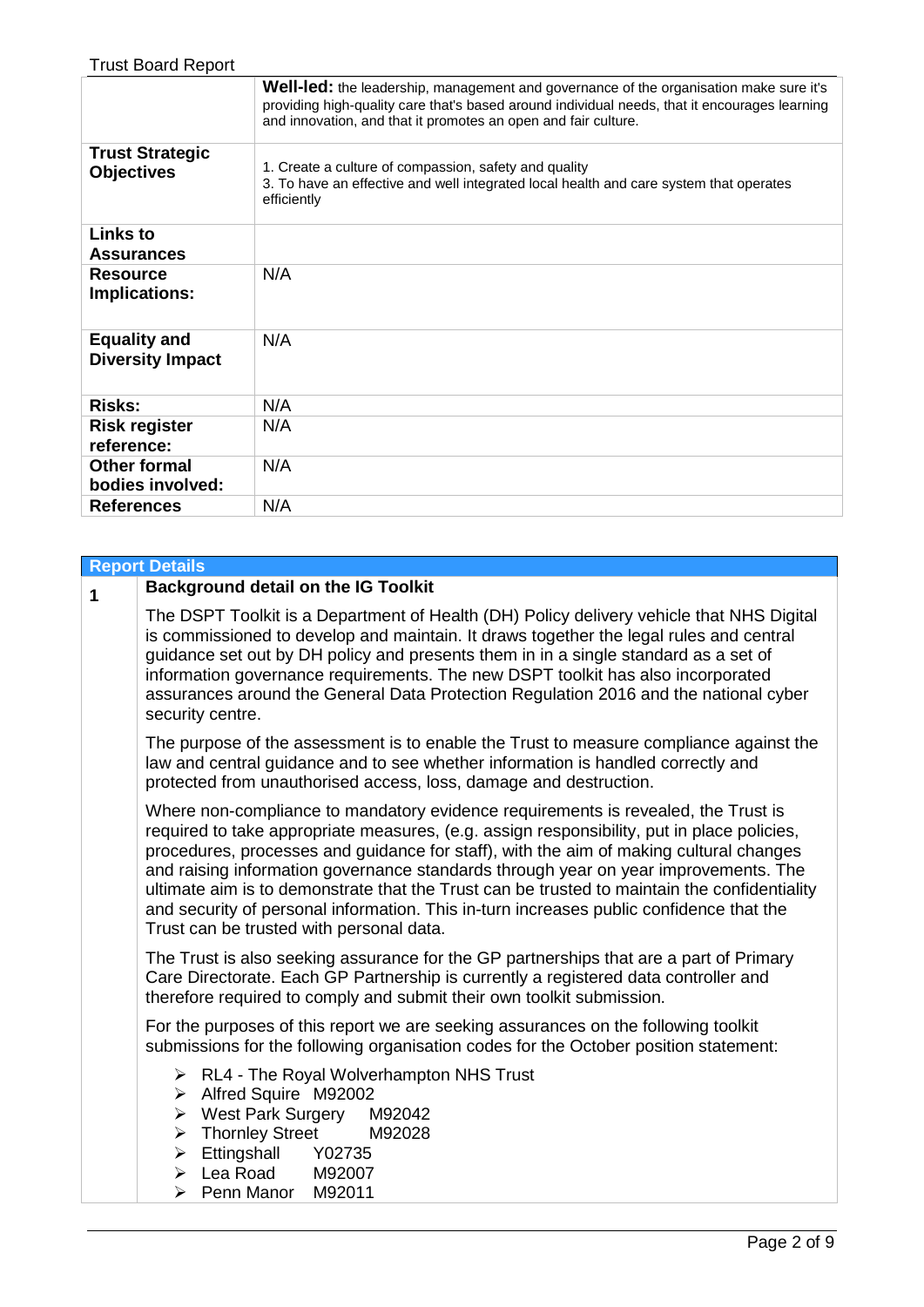| | |
|---|---|
| | **Well-led:** the leadership, management and governance of the organisation make sure it's providing high-quality care that's based around individual needs, that it encourages learning and innovation, and that it promotes an open and fair culture. |
| **Trust Strategic Objectives** | 1. Create a culture of compassion, safety and quality<br>3. To have an effective and well integrated local health and care system that operates efficiently |
| **Links to Assurances** | |
| **Resource Implications:** | N/A |
| **Equality and Diversity Impact** | N/A |
| **Risks:** | N/A |
| **Risk register reference:** | N/A |
| **Other formal bodies involved:** | N/A |
| **References** | N/A |

## Report Details

### 1 Background detail on the IG Toolkit

The DSPT Toolkit is a Department of Health (DH) Policy delivery vehicle that NHS Digital is commissioned to develop and maintain. It draws together the legal rules and central guidance set out by DH policy and presents them in in a single standard as a set of information governance requirements. The new DSPT toolkit has also incorporated assurances around the General Data Protection Regulation 2016 and the national cyber security centre.

The purpose of the assessment is to enable the Trust to measure compliance against the law and central guidance and to see whether information is handled correctly and protected from unauthorised access, loss, damage and destruction.

Where non-compliance to mandatory evidence requirements is revealed, the Trust is required to take appropriate measures, (e.g. assign responsibility, put in place policies, procedures, processes and guidance for staff), with the aim of making cultural changes and raising information governance standards through year on year improvements. The ultimate aim is to demonstrate that the Trust can be trusted to maintain the confidentiality and security of personal information. This in-turn increases public confidence that the Trust can be trusted with personal data.

The Trust is also seeking assurance for the GP partnerships that are a part of Primary Care Directorate. Each GP Partnership is currently a registered data controller and therefore required to comply and submit their own toolkit submission.

For the purposes of this report we are seeking assurances on the following toolkit submissions for the following organisation codes for the October position statement:

- RL4 - The Royal Wolverhampton NHS Trust
- Alfred Squire M92002
- West Park Surgery M92042
- Thornley Street M92028
- Ettingshall Y02735
- Lea Road M92007
- Penn Manor M92011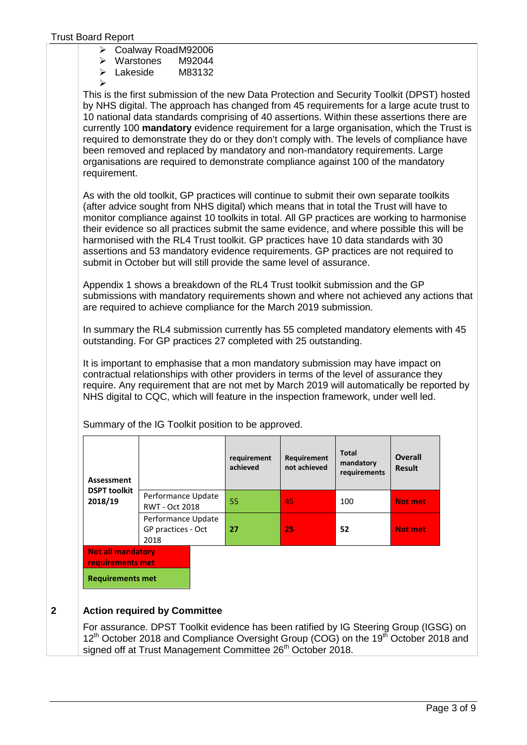- Coalway Road M92006
- Warstones M92044
- Lakeside M83132
- 

This is the first submission of the new Data Protection and Security Toolkit (DPST) hosted by NHS digital. The approach has changed from 45 requirements for a large acute trust to 10 national data standards comprising of 40 assertions. Within these assertions there are currently 100 **mandatory** evidence requirement for a large organisation, which the Trust is required to demonstrate they do or they don't comply with. The levels of compliance have been removed and replaced by mandatory and non-mandatory requirements. Large organisations are required to demonstrate compliance against 100 of the mandatory requirement.

As with the old toolkit, GP practices will continue to submit their own separate toolkits (after advice sought from NHS digital) which means that in total the Trust will have to monitor compliance against 10 toolkits in total. All GP practices are working to harmonise their evidence so all practices submit the same evidence, and where possible this will be harmonised with the RL4 Trust toolkit. GP practices have 10 data standards with 30 assertions and 53 mandatory evidence requirements. GP practices are not required to submit in October but will still provide the same level of assurance.

Appendix 1 shows a breakdown of the RL4 Trust toolkit submission and the GP submissions with mandatory requirements shown and where not achieved any actions that are required to achieve compliance for the March 2019 submission.

In summary the RL4 submission currently has 55 completed mandatory elements with 45 outstanding. For GP practices 27 completed with 25 outstanding.

It is important to emphasise that a mon mandatory submission may have impact on contractual relationships with other providers in terms of the level of assurance they require. Any requirement that are not met by March 2019 will automatically be reported by NHS digital to CQC, which will feature in the inspection framework, under well led.

Summary of the IG Toolkit position to be approved.

| Assessment DSPT toolkit 2018/19 | | requirement achieved | Requirement not achieved | Total mandatory requirements | Overall Result |
|---|---|---|---|---|---|
| | Performance Update RWT - Oct 2018 | 55 | 45 | 100 | Not met |
| | Performance Update GP practices - Oct 2018 | 27 | 25 | 52 | Not met |

| |
|---|
| **Not all mandatory requirements met** |
| **Requirements met** |

## 2 Action required by Committee

For assurance. DPST Toolkit evidence has been ratified by IG Steering Group (IGSG) on 12th October 2018 and Compliance Oversight Group (COG) on the 19th October 2018 and signed off at Trust Management Committee 26th October 2018.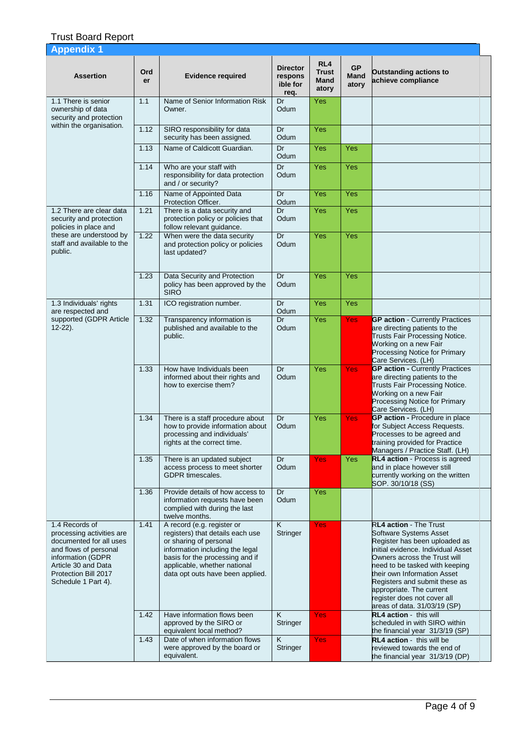Trust Board Report

## Appendix 1

| Assertion | Order | Evidence required | Director responsible for req. | RL4 Trust Mandatory | GP Mandatory | Outstanding actions to achieve compliance |
|---|---|---|---|---|---|---|
| 1.1 There is senior ownership of data security and protection within the organisation. | 1.1 | Name of Senior Information Risk Owner. | Dr Odum | Yes | | |
| | 1.12 | SIRO responsibility for data security has been assigned. | Dr Odum | Yes | | |
| | 1.13 | Name of Caldicott Guardian. | Dr Odum | Yes | Yes | |
| | 1.14 | Who are your staff with responsibility for data protection and / or security? | Dr Odum | Yes | Yes | |
| | 1.16 | Name of Appointed Data Protection Officer. | Dr Odum | Yes | Yes | |
| 1.2 There are clear data security and protection policies in place and these are understood by staff and available to the public. | 1.21 | There is a data security and protection policy or policies that follow relevant guidance. | Dr Odum | Yes | Yes | |
| | 1.22 | When were the data security and protection policy or policies last updated? | Dr Odum | Yes | Yes | |
| | 1.23 | Data Security and Protection policy has been approved by the SIRO | Dr Odum | Yes | Yes | |
| 1.3 Individuals' rights are respected and supported (GDPR Article 12-22). | 1.31 | ICO registration number. | Dr Odum | Yes | Yes | |
| | 1.32 | Transparency information is published and available to the public. | Dr Odum | Yes | Yes | **GP action** - Currently Practices are directing patients to the Trusts Fair Processing Notice. Working on a new Fair Processing Notice for Primary Care Services. (LH) |
| | 1.33 | How have Individuals been informed about their rights and how to exercise them? | Dr Odum | Yes | Yes | **GP action -** Currently Practices are directing patients to the Trusts Fair Processing Notice. Working on a new Fair Processing Notice for Primary Care Services. (LH) |
| | 1.34 | There is a staff procedure about how to provide information about processing and individuals' rights at the correct time. | Dr Odum | Yes | Yes | **GP action** - Procedure in place for Subject Access Requests. Processes to be agreed and training provided for Practice Managers / Practice Staff. (LH) |
| | 1.35 | There is an updated subject access process to meet shorter GDPR timescales. | Dr Odum | Yes | Yes | **RL4 action** - Process is agreed and in place however still currently working on the written SOP. 30/10/18 (SS) |
| | 1.36 | Provide details of how access to information requests have been complied with during the last twelve months. | Dr Odum | Yes | | |
| 1.4 Records of processing activities are documented for all uses and flows of personal information (GDPR Article 30 and Data Protection Bill 2017 Schedule 1 Part 4). | 1.41 | A record (e.g. register or registers) that details each use or sharing of personal information including the legal basis for the processing and if applicable, whether national data opt outs have been applied. | K Stringer | Yes | | **RL4 action** - The Trust Software Systems Asset Register has been uploaded as initial evidence. Individual Asset Owners across the Trust will need to be tasked with keeping their own Information Asset Registers and submit these as appropriate. The current register does not cover all areas of data. 31/03/19 (SP) |
| | 1.42 | Have information flows been approved by the SIRO or equivalent local method? | K Stringer | Yes | | **RL4 action** - this will scheduled in with SIRO within the financial year 31/3/19 (SP) |
| | 1.43 | Date of when information flows were approved by the board or equivalent. | K Stringer | Yes | | **RL4 action** - this will be reviewed towards the end of the financial year 31/3/19 (DP) |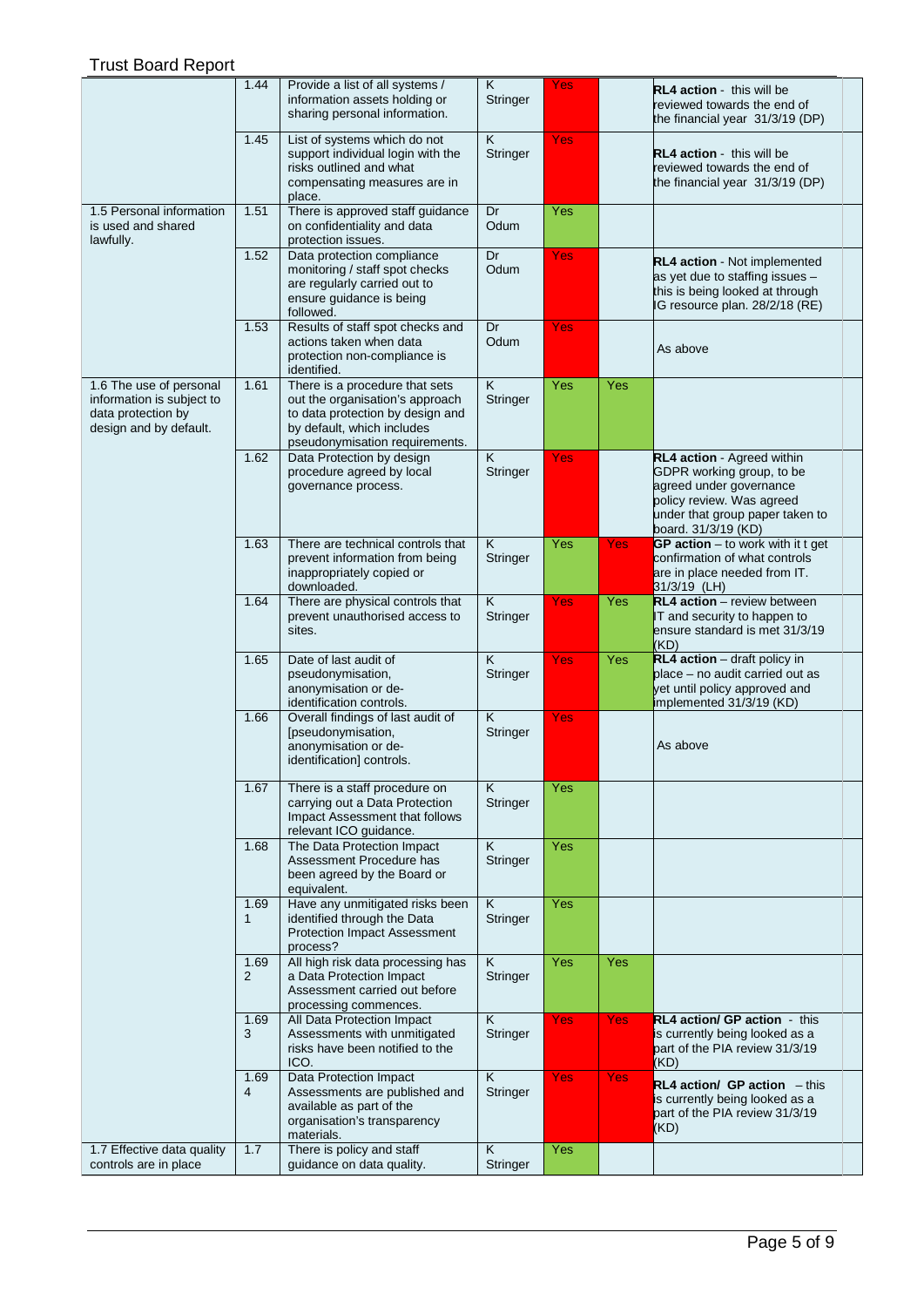| | | | | | | | |
|---|---|---|---|---|---|---|---|
| | 1.44 | Provide a list of all systems / information assets holding or sharing personal information. | K Stringer | Yes | | **RL4 action** - this will be reviewed towards the end of the financial year 31/3/19 (DP) | |
| | 1.45 | List of systems which do not support individual login with the risks outlined and what compensating measures are in place. | K Stringer | Yes | | **RL4 action** - this will be reviewed towards the end of the financial year 31/3/19 (DP) | |
| 1.5 Personal information is used and shared lawfully. | 1.51 | There is approved staff guidance on confidentiality and data protection issues. | Dr Odum | Yes | | | |
| | 1.52 | Data protection compliance monitoring / staff spot checks are regularly carried out to ensure guidance is being followed. | Dr Odum | Yes | | **RL4 action** - Not implemented as yet due to staffing issues – this is being looked at through IG resource plan. 28/2/18 (RE) | |
| | 1.53 | Results of staff spot checks and actions taken when data protection non-compliance is identified. | Dr Odum | Yes | | As above | |
| 1.6 The use of personal information is subject to data protection by design and by default. | 1.61 | There is a procedure that sets out the organisation's approach to data protection by design and by default, which includes pseudonymisation requirements. | K Stringer | Yes | Yes | | |
| | 1.62 | Data Protection by design procedure agreed by local governance process. | K Stringer | Yes | | **RL4 action** - Agreed within GDPR working group, to be agreed under governance policy review. Was agreed under that group paper taken to board. 31/3/19 (KD) | |
| | 1.63 | There are technical controls that prevent information from being inappropriately copied or downloaded. | K Stringer | Yes | Yes | **GP action** – to work with it t get confirmation of what controls are in place needed from IT. 31/3/19 (LH) | |
| | 1.64 | There are physical controls that prevent unauthorised access to sites. | K Stringer | Yes | Yes | **RL4 action** – review between IT and security to happen to ensure standard is met 31/3/19 (KD) | |
| | 1.65 | Date of last audit of pseudonymisation, anonymisation or de-identification controls. | K Stringer | Yes | Yes | **RL4 action** – draft policy in place – no audit carried out as yet until policy approved and implemented 31/3/19 (KD) | |
| | 1.66 | Overall findings of last audit of [pseudonymisation, anonymisation or de-identification] controls. | K Stringer | Yes | | As above | |
| | 1.67 | There is a staff procedure on carrying out a Data Protection Impact Assessment that follows relevant ICO guidance. | K Stringer | Yes | | | |
| | 1.68 | The Data Protection Impact Assessment Procedure has been agreed by the Board or equivalent. | K Stringer | Yes | | | |
| | 1.691 | Have any unmitigated risks been identified through the Data Protection Impact Assessment process? | K Stringer | Yes | | | |
| | 1.692 | All high risk data processing has a Data Protection Impact Assessment carried out before processing commences. | K Stringer | Yes | Yes | | |
| | 1.693 | All Data Protection Impact Assessments with unmitigated risks have been notified to the ICO. | K Stringer | Yes | Yes | **RL4 action/ GP action** - this is currently being looked as a part of the PIA review 31/3/19 (KD) | |
| | 1.694 | Data Protection Impact Assessments are published and available as part of the organisation's transparency materials. | K Stringer | Yes | Yes | **RL4 action/ GP action** – this is currently being looked as a part of the PIA review 31/3/19 (KD) | |
| 1.7 Effective data quality controls are in place | 1.7 | There is policy and staff guidance on data quality. | K Stringer | Yes | | | |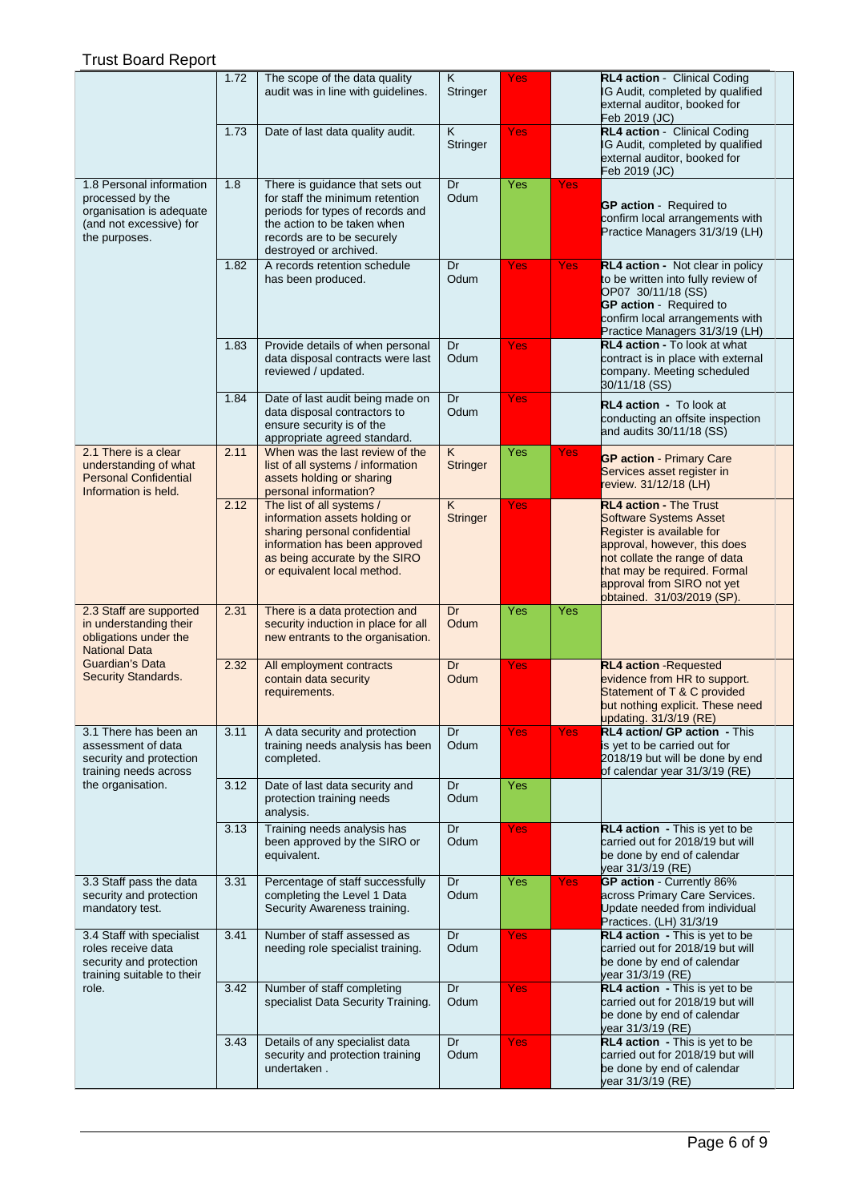| | | | | | | | |
|---|---|---|---|---|---|---|---|
| | 1.72 | The scope of the data quality audit was in line with guidelines. | K Stringer | Yes | | **RL4 action** - Clinical Coding IG Audit, completed by qualified external auditor, booked for Feb 2019 (JC) | |
| | 1.73 | Date of last data quality audit. | K Stringer | Yes | | **RL4 action** - Clinical Coding IG Audit, completed by qualified external auditor, booked for Feb 2019 (JC) | |
| 1.8 Personal information processed by the organisation is adequate (and not excessive) for the purposes. | 1.8 | There is guidance that sets out for staff the minimum retention periods for types of records and the action to be taken when records are to be securely destroyed or archived. | Dr Odum | Yes | Yes | **GP action** - Required to confirm local arrangements with Practice Managers 31/3/19 (LH) | |
| | 1.82 | A records retention schedule has been produced. | Dr Odum | Yes | Yes | **RL4 action** - Not clear in policy to be written into fully review of OP07 30/11/18 (SS) **GP action** - Required to confirm local arrangements with Practice Managers 31/3/19 (LH) | |
| | 1.83 | Provide details of when personal data disposal contracts were last reviewed / updated. | Dr Odum | Yes | | **RL4 action** - To look at what contract is in place with external company. Meeting scheduled 30/11/18 (SS) | |
| | 1.84 | Date of last audit being made on data disposal contractors to ensure security is of the appropriate agreed standard. | Dr Odum | Yes | | **RL4 action** - To look at conducting an offsite inspection and audits 30/11/18 (SS) | |
| 2.1 There is a clear understanding of what Personal Confidential Information is held. | 2.11 | When was the last review of the list of all systems / information assets holding or sharing personal information? | K Stringer | Yes | Yes | **GP action** - Primary Care Services asset register in review. 31/12/18 (LH) | |
| | 2.12 | The list of all systems / information assets holding or sharing personal confidential information has been approved as being accurate by the SIRO or equivalent local method. | K Stringer | Yes | | **RL4 action** - The Trust Software Systems Asset Register is available for approval, however, this does not collate the range of data that may be required. Formal approval from SIRO not yet obtained. 31/03/2019 (SP). | |
| 2.3 Staff are supported in understanding their obligations under the National Data Guardian's Data Security Standards. | 2.31 | There is a data protection and security induction in place for all new entrants to the organisation. | Dr Odum | Yes | Yes | | |
| | 2.32 | All employment contracts contain data security requirements. | Dr Odum | Yes | | **RL4 action** -Requested evidence from HR to support. Statement of T & C provided but nothing explicit. These need updating. 31/3/19 (RE) | |
| 3.1 There has been an assessment of data security and protection training needs across the organisation. | 3.11 | A data security and protection training needs analysis has been completed. | Dr Odum | Yes | Yes | **RL4 action/ GP action** - This is yet to be carried out for 2018/19 but will be done by end of calendar year 31/3/19 (RE) | |
| | 3.12 | Date of last data security and protection training needs analysis. | Dr Odum | Yes | | | |
| | 3.13 | Training needs analysis has been approved by the SIRO or equivalent. | Dr Odum | Yes | | **RL4 action** - This is yet to be carried out for 2018/19 but will be done by end of calendar year 31/3/19 (RE) | |
| 3.3 Staff pass the data security and protection mandatory test. | 3.31 | Percentage of staff successfully completing the Level 1 Data Security Awareness training. | Dr Odum | Yes | Yes | **GP action** - Currently 86% across Primary Care Services. Update needed from individual Practices. (LH) 31/3/19 | |
| 3.4 Staff with specialist roles receive data security and protection training suitable to their role. | 3.41 | Number of staff assessed as needing role specialist training. | Dr Odum | Yes | | **RL4 action** - This is yet to be carried out for 2018/19 but will be done by end of calendar year 31/3/19 (RE) | |
| | 3.42 | Number of staff completing specialist Data Security Training. | Dr Odum | Yes | | **RL4 action** - This is yet to be carried out for 2018/19 but will be done by end of calendar year 31/3/19 (RE) | |
| | 3.43 | Details of any specialist data security and protection training undertaken . | Dr Odum | Yes | | **RL4 action** - This is yet to be carried out for 2018/19 but will be done by end of calendar year 31/3/19 (RE) | |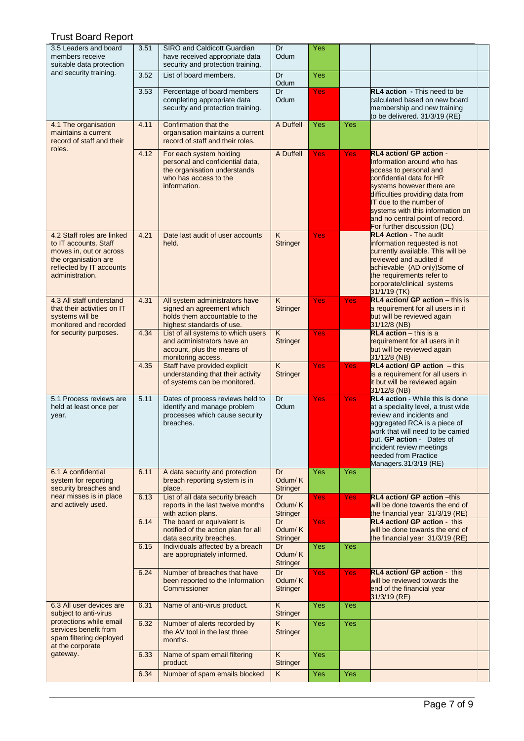| | | | | | | |
|---|---|---|---|---|---|---|
| 3.5 Leaders and board members receive suitable data protection and security training. | 3.51 | SIRO and Caldicott Guardian have received appropriate data security and protection training. | Dr Odum | Yes | | |
| | 3.52 | List of board members. | Dr Odum | Yes | | |
| | 3.53 | Percentage of board members completing appropriate data security and protection training. | Dr Odum | Yes | | **RL4 action -** This need to be calculated based on new board membership and new training to be delivered. 31/3/19 (RE) |
| 4.1 The organisation maintains a current record of staff and their roles. | 4.11 | Confirmation that the organisation maintains a current record of staff and their roles. | A Duffell | Yes | Yes | |
| | 4.12 | For each system holding personal and confidential data, the organisation understands who has access to the information. | A Duffell | Yes | Yes | **RL4 action/ GP action** - Information around who has access to personal and confidential data for HR systems however there are difficulties providing data from IT due to the number of systems with this information on and no central point of record. For further discussion (DL) |
| 4.2 Staff roles are linked to IT accounts. Staff moves in, out or across the organisation are reflected by IT accounts administration. | 4.21 | Date last audit of user accounts held. | K Stringer | Yes | | **RL4 Action** - The audit information requested is not currently available. This will be reviewed and audited if achievable (AD only)Some of the requirements refer to corporate/clinical systems 31/1/19 (TK) |
| 4.3 All staff understand that their activities on IT systems will be monitored and recorded for security purposes. | 4.31 | All system administrators have signed an agreement which holds them accountable to the highest standards of use. | K Stringer | Yes | Yes | **RL4 action/ GP action** – this is a requirement for all users in it but will be reviewed again 31/12/8 (NB) |
| | 4.34 | List of all systems to which users and administrators have an account, plus the means of monitoring access. | K Stringer | Yes | | **RL4 action** – this is a requirement for all users in it but will be reviewed again 31/12/8 (NB) |
| | 4.35 | Staff have provided explicit understanding that their activity of systems can be monitored. | K Stringer | Yes | Yes | **RL4 action/ GP action** – this is a requirement for all users in it but will be reviewed again 31/12/8 (NB) |
| 5.1 Process reviews are held at least once per year. | 5.11 | Dates of process reviews held to identify and manage problem processes which cause security breaches. | Dr Odum | Yes | Yes | **RL4 action** - While this is done at a speciality level, a trust wide review and incidents and aggregated RCA is a piece of work that will need to be carried out. **GP action** - Dates of incident review meetings needed from Practice Managers.31/3/19 (RE) |
| 6.1 A confidential system for reporting security breaches and near misses is in place and actively used. | 6.11 | A data security and protection breach reporting system is in place. | Dr Odum/ K Stringer | Yes | Yes | |
| | 6.13 | List of all data security breach reports in the last twelve months with action plans. | Dr Odum/ K Stringer | Yes | Yes | **RL4 action/ GP action** –this will be done towards the end of the financial year 31/3/19 (RE) |
| | 6.14 | The board or equivalent is notified of the action plan for all data security breaches. | Dr Odum/ K Stringer | Yes | | **RL4 action/ GP action** - this will be done towards the end of the financial year 31/3/19 (RE) |
| | 6.15 | Individuals affected by a breach are appropriately informed. | Dr Odum/ K Stringer | Yes | Yes | |
| | 6.24 | Number of breaches that have been reported to the Information Commissioner | Dr Odum/ K Stringer | Yes | Yes | **RL4 action/ GP action** - this will be reviewed towards the end of the financial year 31/3/19 (RE) |
| 6.3 All user devices are subject to anti-virus protections while email services benefit from spam filtering deployed at the corporate gateway. | 6.31 | Name of anti-virus product. | K Stringer | Yes | Yes | |
| | 6.32 | Number of alerts recorded by the AV tool in the last three months. | K Stringer | Yes | Yes | |
| | 6.33 | Name of spam email filtering product. | K Stringer | Yes | | |
| | 6.34 | Number of spam emails blocked | K | Yes | Yes | |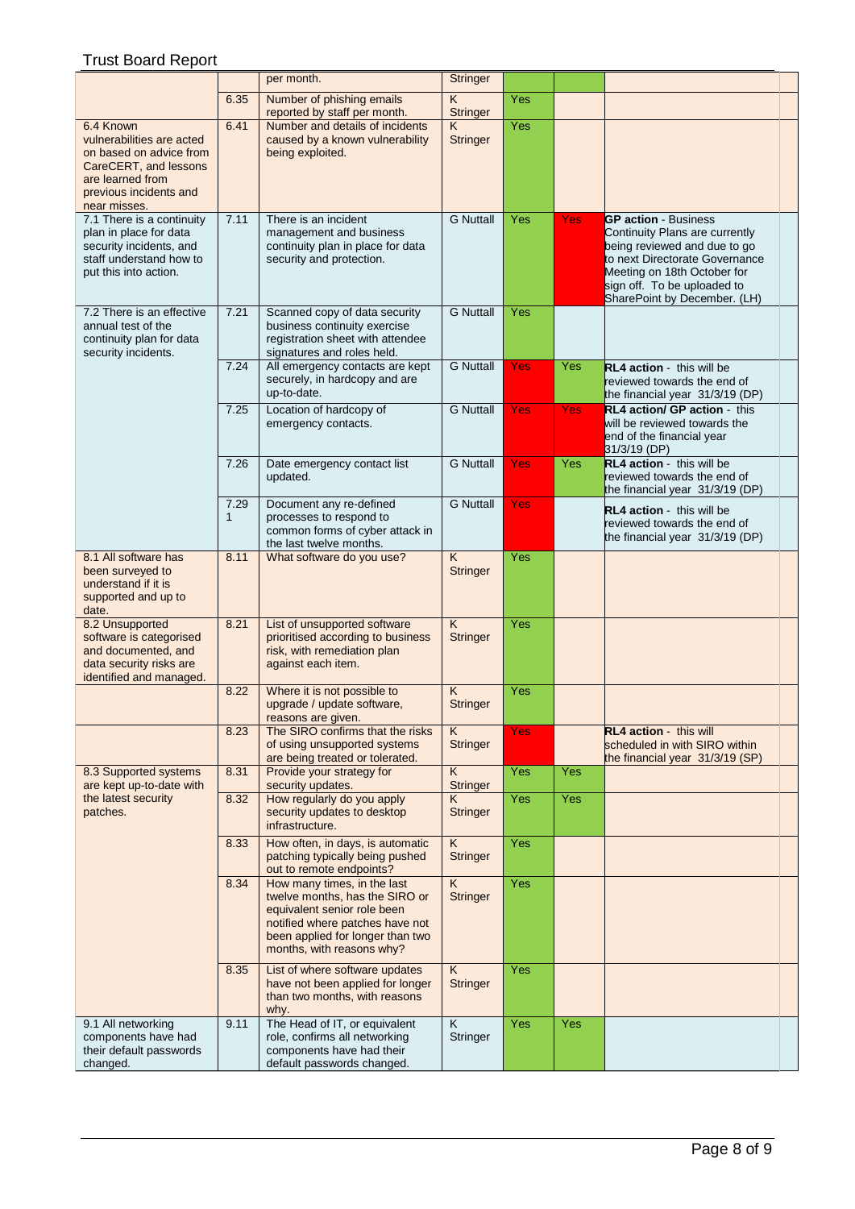| | | | | | | |
|---|---|---|---|---|---|---|
| | | per month. | Stringer | | | |
| | 6.35 | Number of phishing emails reported by staff per month. | K Stringer | Yes | | |
| 6.4 Known vulnerabilities are acted on based on advice from CareCERT, and lessons are learned from previous incidents and near misses. | 6.41 | Number and details of incidents caused by a known vulnerability being exploited. | K Stringer | Yes | | |
| 7.1 There is a continuity plan in place for data security incidents, and staff understand how to put this into action. | 7.11 | There is an incident management and business continuity plan in place for data security and protection. | G Nuttall | Yes | Yes | **GP action** - Business Continuity Plans are currently being reviewed and due to go to next Directorate Governance Meeting on 18th October for sign off. To be uploaded to SharePoint by December. (LH) |
| 7.2 There is an effective annual test of the continuity plan for data security incidents. | 7.21 | Scanned copy of data security business continuity exercise registration sheet with attendee signatures and roles held. | G Nuttall | Yes | | |
| | 7.24 | All emergency contacts are kept securely, in hardcopy and are up-to-date. | G Nuttall | Yes | Yes | **RL4 action** - this will be reviewed towards the end of the financial year 31/3/19 (DP) |
| | 7.25 | Location of hardcopy of emergency contacts. | G Nuttall | Yes | Yes | **RL4 action/ GP action** - this will be reviewed towards the end of the financial year 31/3/19 (DP) |
| | 7.26 | Date emergency contact list updated. | G Nuttall | Yes | Yes | **RL4 action** - this will be reviewed towards the end of the financial year 31/3/19 (DP) |
| | 7.291 | Document any re-defined processes to respond to common forms of cyber attack in the last twelve months. | G Nuttall | Yes | | **RL4 action** - this will be reviewed towards the end of the financial year 31/3/19 (DP) |
| 8.1 All software has been surveyed to understand if it is supported and up to date. | 8.11 | What software do you use? | K Stringer | Yes | | |
| 8.2 Unsupported software is categorised and documented, and data security risks are identified and managed. | 8.21 | List of unsupported software prioritised according to business risk, with remediation plan against each item. | K Stringer | Yes | | |
| | 8.22 | Where it is not possible to upgrade / update software, reasons are given. | K Stringer | Yes | | |
| | 8.23 | The SIRO confirms that the risks of using unsupported systems are being treated or tolerated. | K Stringer | Yes | | **RL4 action** - this will scheduled in with SIRO within the financial year 31/3/19 (SP) |
| 8.3 Supported systems are kept up-to-date with the latest security patches. | 8.31 | Provide your strategy for security updates. | K Stringer | Yes | Yes | |
| | 8.32 | How regularly do you apply security updates to desktop infrastructure. | K Stringer | Yes | Yes | |
| | 8.33 | How often, in days, is automatic patching typically being pushed out to remote endpoints? | K Stringer | Yes | | |
| | 8.34 | How many times, in the last twelve months, has the SIRO or equivalent senior role been notified where patches have not been applied for longer than two months, with reasons why? | K Stringer | Yes | | |
| | 8.35 | List of where software updates have not been applied for longer than two months, with reasons why. | K Stringer | Yes | | |
| 9.1 All networking components have had their default passwords changed. | 9.11 | The Head of IT, or equivalent role, confirms all networking components have had their default passwords changed. | K Stringer | Yes | Yes | |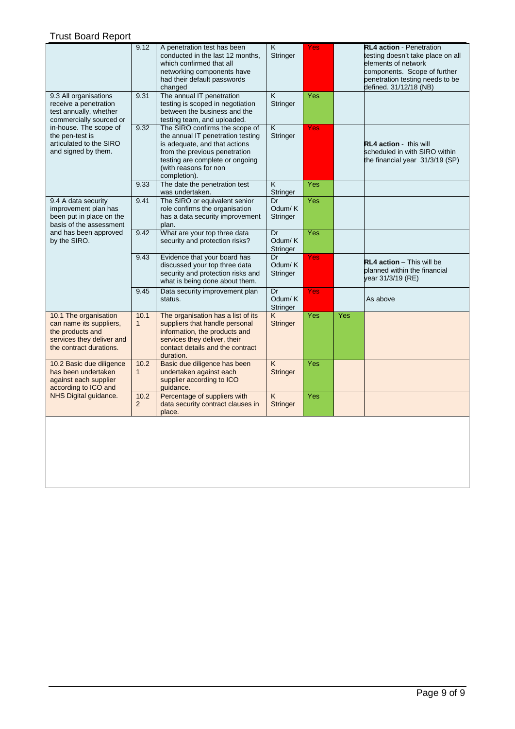| | | | | | | |
|---|---|---|---|---|---|---|
| | 9.12 | A penetration test has been conducted in the last 12 months, which confirmed that all networking components have had their default passwords changed | K Stringer | Yes | | **RL4 action** - Penetration testing doesn't take place on all elements of network components. Scope of further penetration testing needs to be defined. 31/12/18 (NB) |
| 9.3 All organisations receive a penetration test annually, whether commercially sourced or in-house. The scope of the pen-test is articulated to the SIRO and signed by them. | 9.31 | The annual IT penetration testing is scoped in negotiation between the business and the testing team, and uploaded. | K Stringer | Yes | | |
| | 9.32 | The SIRO confirms the scope of the annual IT penetration testing is adequate, and that actions from the previous penetration testing are complete or ongoing (with reasons for non completion). | K Stringer | Yes | | **RL4 action** - this will scheduled in with SIRO within the financial year 31/3/19 (SP) |
| | 9.33 | The date the penetration test was undertaken. | K Stringer | Yes | | |
| 9.4 A data security improvement plan has been put in place on the basis of the assessment and has been approved by the SIRO. | 9.41 | The SIRO or equivalent senior role confirms the organisation has a data security improvement plan. | Dr Odum/ K Stringer | Yes | | |
| | 9.42 | What are your top three data security and protection risks? | Dr Odum/ K Stringer | Yes | | |
| | 9.43 | Evidence that your board has discussed your top three data security and protection risks and what is being done about them. | Dr Odum/ K Stringer | Yes | | **RL4 action** – This will be planned within the financial year 31/3/19 (RE) |
| | 9.45 | Data security improvement plan status. | Dr Odum/ K Stringer | Yes | | As above |
| 10.1 The organisation can name its suppliers, the products and services they deliver and the contract durations. | 10.1 1 | The organisation has a list of its suppliers that handle personal information, the products and services they deliver, their contact details and the contract duration. | K Stringer | Yes | Yes | |
| 10.2 Basic due diligence has been undertaken against each supplier according to ICO and NHS Digital guidance. | 10.2 1 | Basic due diligence has been undertaken against each supplier according to ICO guidance. | K Stringer | Yes | | |
| | 10.2 2 | Percentage of suppliers with data security contract clauses in place. | K Stringer | Yes | | |